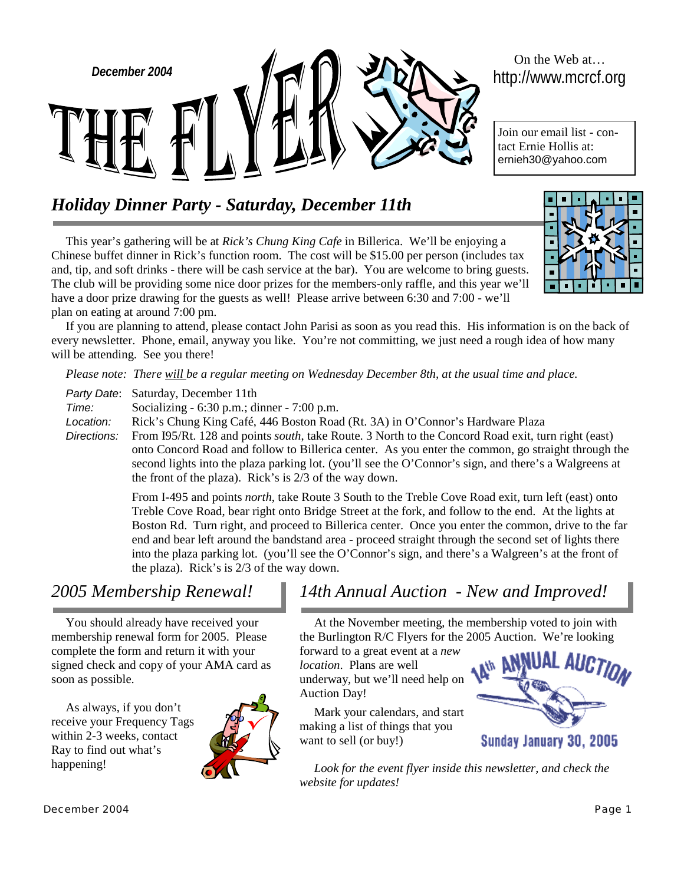*December 2004*

# THE FLYER

On the Web at…
http://www.mcrcf.org

Join our email list - contact Ernie Hollis at:
ernieh30@yahoo.com

## *Holiday Dinner Party - Saturday, December 11th*

This year's gathering will be at *Rick's Chung King Cafe* in Billerica. We'll be enjoying a Chinese buffet dinner in Rick's function room. The cost will be $15.00 per person (includes tax and, tip, and soft drinks - there will be cash service at the bar). You are welcome to bring guests. The club will be providing some nice door prizes for the members-only raffle, and this year we'll have a door prize drawing for the guests as well! Please arrive between 6:30 and 7:00 - we'll plan on eating at around 7:00 pm.

If you are planning to attend, please contact John Parisi as soon as you read this. His information is on the back of every newsletter. Phone, email, anyway you like. You're not committing, we just need a rough idea of how many will be attending. See you there!

*Please note: There will be a regular meeting on Wednesday December 8th, at the usual time and place.*

*Party Date*: Saturday, December 11th

*Time:* Socializing - 6:30 p.m.; dinner - 7:00 p.m.

*Location:* Rick's Chung King Café, 446 Boston Road (Rt. 3A) in O'Connor's Hardware Plaza

*Directions:* From I95/Rt. 128 and points *south*, take Route. 3 North to the Concord Road exit, turn right (east) onto Concord Road and follow to Billerica center. As you enter the common, go straight through the second lights into the plaza parking lot. (you'll see the O'Connor's sign, and there's a Walgreens at the front of the plaza). Rick's is 2/3 of the way down.

From I-495 and points *north*, take Route 3 South to the Treble Cove Road exit, turn left (east) onto Treble Cove Road, bear right onto Bridge Street at the fork, and follow to the end. At the lights at Boston Rd. Turn right, and proceed to Billerica center. Once you enter the common, drive to the far end and bear left around the bandstand area - proceed straight through the second set of lights there into the plaza parking lot. (you'll see the O'Connor's sign, and there's a Walgreen's at the front of the plaza). Rick's is 2/3 of the way down.

## *2005 Membership Renewal!*

You should already have received your membership renewal form for 2005. Please complete the form and return it with your signed check and copy of your AMA card as soon as possible.

As always, if you don't receive your Frequency Tags within 2-3 weeks, contact Ray to find out what's happening!

## *14th Annual Auction - New and Improved!*

At the November meeting, the membership voted to join with the Burlington R/C Flyers for the 2005 Auction. We're looking forward to a great event at a *new location*. Plans are well underway, but we'll need help on Auction Day!

Mark your calendars, and start making a list of things that you want to sell (or buy!)

14th ANNUAL AUCTION
Sunday January 30, 2005

*Look for the event flyer inside this newsletter, and check the website for updates!*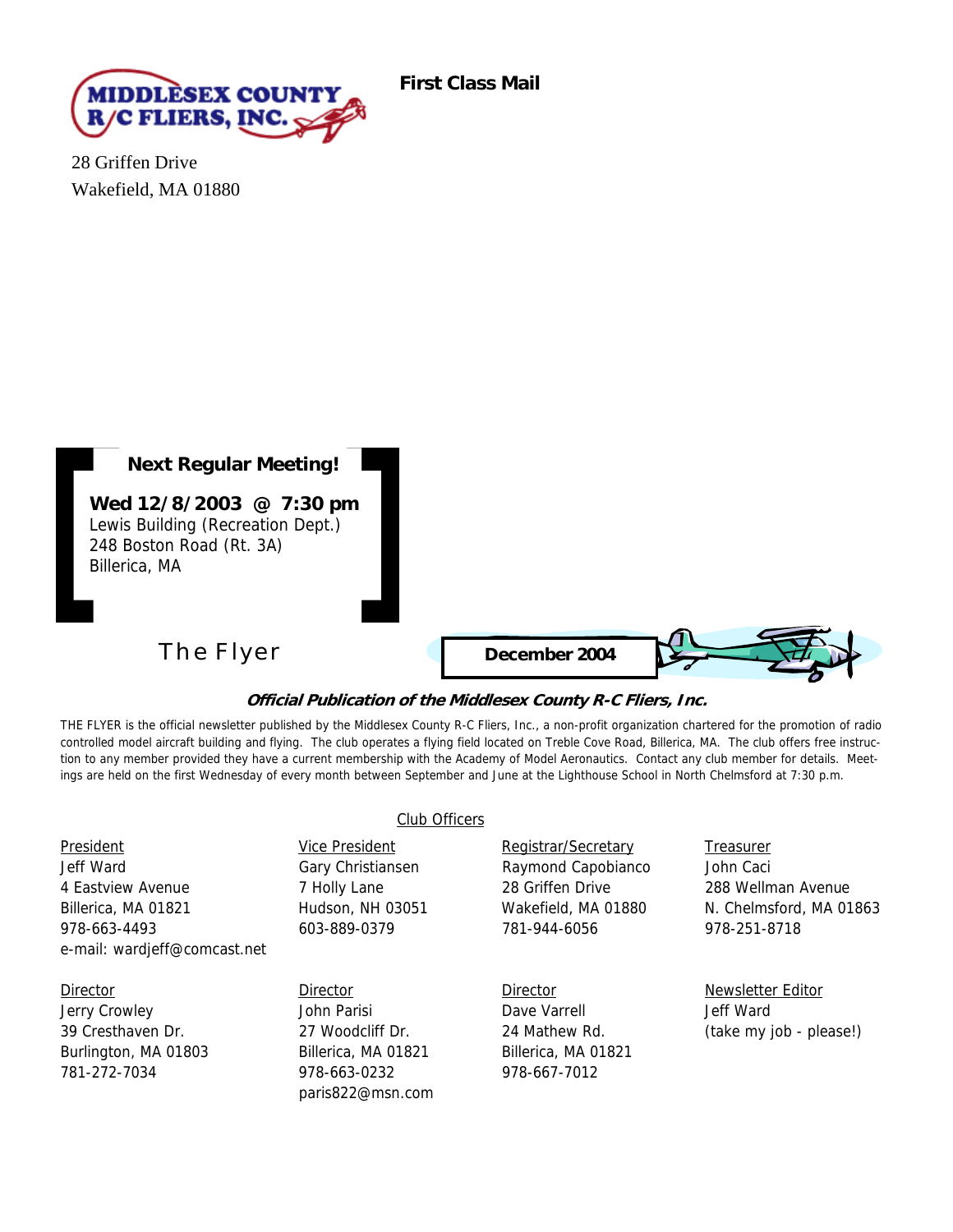MIDDLESEX COUNTY R/C FLIERS, INC.

28 Griffen Drive
Wakefield, MA 01880

**First Class Mail**

**Next Regular Meeting!**

**Wed 12/8/2003 @ 7:30 pm**
Lewis Building (Recreation Dept.)
248 Boston Road (Rt. 3A)
Billerica, MA

# The Flyer

**December 2004**

***Official Publication of the Middlesex County R-C Fliers, Inc.***

THE FLYER is the official newsletter published by the Middlesex County R-C Fliers, Inc., a non-profit organization chartered for the promotion of radio controlled model aircraft building and flying. The club operates a flying field located on Treble Cove Road, Billerica, MA. The club offers free instruction to any member provided they have a current membership with the Academy of Model Aeronautics. Contact any club member for details. Meetings are held on the first Wednesday of every month between September and June at the Lighthouse School in North Chelmsford at 7:30 p.m.

## Club Officers

President
Jeff Ward
4 Eastview Avenue
Billerica, MA 01821
978-663-4493
e-mail: wardjeff@comcast.net

Vice President
Gary Christiansen
7 Holly Lane
Hudson, NH 03051
603-889-0379

Registrar/Secretary
Raymond Capobianco
28 Griffen Drive
Wakefield, MA 01880
781-944-6056

Treasurer
John Caci
288 Wellman Avenue
N. Chelmsford, MA 01863
978-251-8718

Director
Jerry Crowley
39 Cresthaven Dr.
Burlington, MA 01803
781-272-7034

Director
John Parisi
27 Woodcliff Dr.
Billerica, MA 01821
978-663-0232
paris822@msn.com

Director
Dave Varrell
24 Mathew Rd.
Billerica, MA 01821
978-667-7012

Newsletter Editor
Jeff Ward
(take my job - please!)